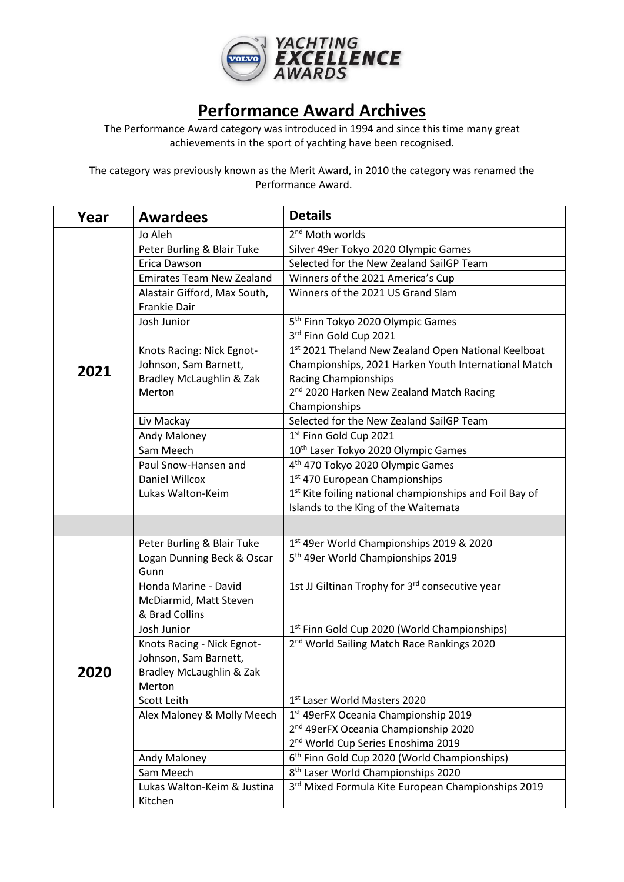# Performance Award Archives

The Performance Award category was introduced in 1994 and since this time many great achievements in the sport of yachting have been recognised.

The category was previously known as the Merit Award, in 2010 the category was renamed the Performance Award.

| Year | Awardees | Details |
|---|---|---|
| 2021 | Jo Aleh | 2nd Moth worlds |
| | Peter Burling & Blair Tuke | Silver 49er Tokyo 2020 Olympic Games |
| | Erica Dawson | Selected for the New Zealand SailGP Team |
| | Emirates Team New Zealand | Winners of the 2021 America's Cup |
| | Alastair Gifford, Max South, Frankie Dair | Winners of the 2021 US Grand Slam |
| | Josh Junior | 5th Finn Tokyo 2020 Olympic Games<br>3rd Finn Gold Cup 2021 |
| | Knots Racing: Nick Egnot-Johnson, Sam Barnett, Bradley McLaughlin & Zak Merton | 1st 2021 Theland New Zealand Open National Keelboat Championships, 2021 Harken Youth International Match Racing Championships<br>2nd 2020 Harken New Zealand Match Racing Championships |
| | Liv Mackay | Selected for the New Zealand SailGP Team |
| | Andy Maloney | 1st Finn Gold Cup 2021 |
| | Sam Meech | 10th Laser Tokyo 2020 Olympic Games |
| | Paul Snow-Hansen and Daniel Willcox | 4th 470 Tokyo 2020 Olympic Games<br>1st 470 European Championships |
| | Lukas Walton-Keim | 1st Kite foiling national championships and Foil Bay of Islands to the King of the Waitemata |
| | | |
| 2020 | Peter Burling & Blair Tuke | 1st 49er World Championships 2019 & 2020 |
| | Logan Dunning Beck & Oscar Gunn | 5th 49er World Championships 2019 |
| | Honda Marine - David McDiarmid, Matt Steven & Brad Collins | 1st JJ Giltinan Trophy for 3rd consecutive year |
| | Josh Junior | 1st Finn Gold Cup 2020 (World Championships) |
| | Knots Racing - Nick Egnot-Johnson, Sam Barnett, Bradley McLaughlin & Zak Merton | 2nd World Sailing Match Race Rankings 2020 |
| | Scott Leith | 1st Laser World Masters 2020 |
| | Alex Maloney & Molly Meech | 1st 49erFX Oceania Championship 2019<br>2nd 49erFX Oceania Championship 2020<br>2nd World Cup Series Enoshima 2019 |
| | Andy Maloney | 6th Finn Gold Cup 2020 (World Championships) |
| | Sam Meech | 8th Laser World Championships 2020 |
| | Lukas Walton-Keim & Justina Kitchen | 3rd Mixed Formula Kite European Championships 2019 |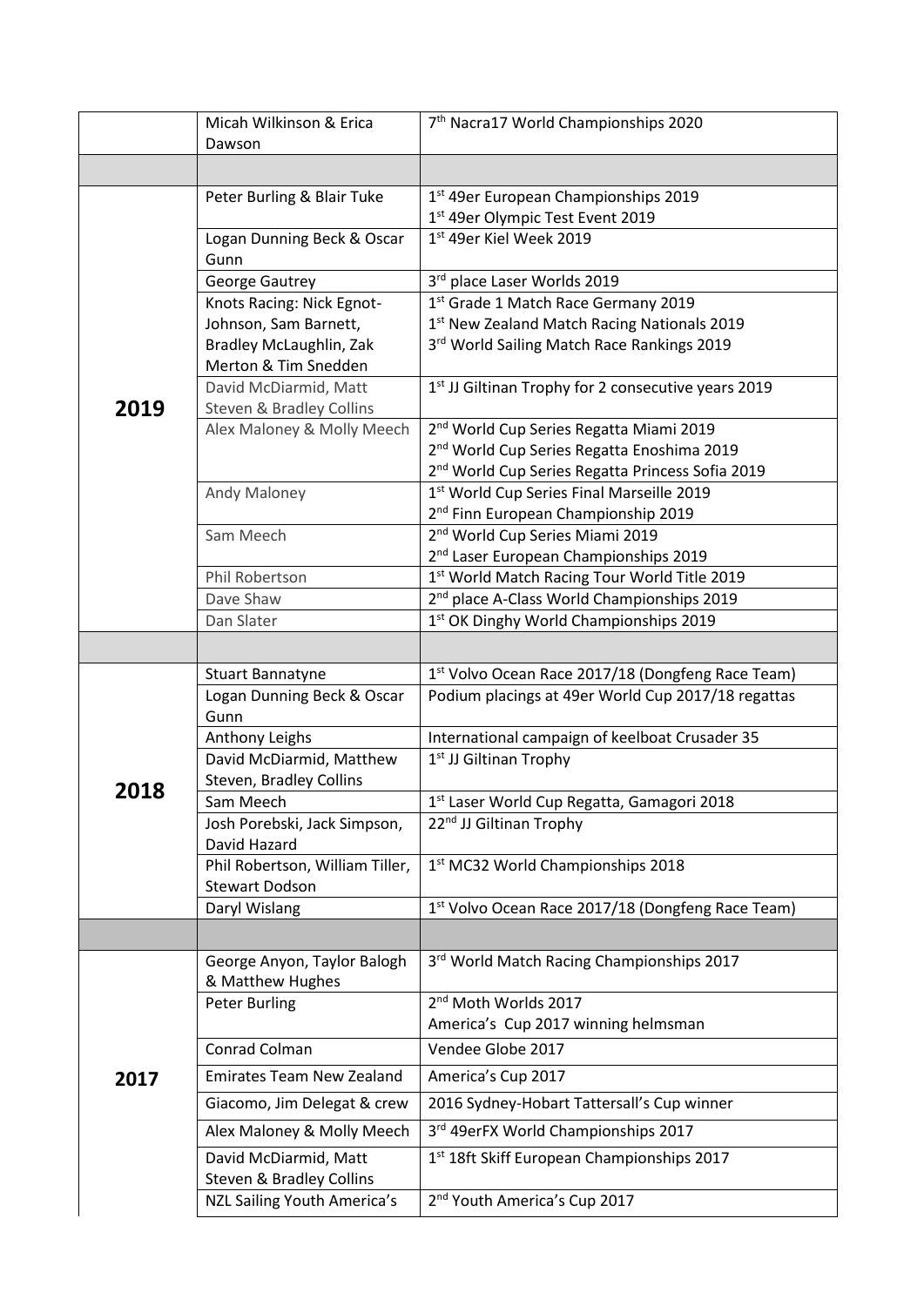| | | |
|---|---|---|
| | Micah Wilkinson & Erica Dawson | 7th Nacra17 World Championships 2020 |
| | | |
| **2019** | Peter Burling & Blair Tuke | 1st 49er European Championships 2019<br>1st 49er Olympic Test Event 2019 |
| | Logan Dunning Beck & Oscar Gunn | 1st 49er Kiel Week 2019 |
| | George Gautrey | 3rd place Laser Worlds 2019 |
| | Knots Racing: Nick Egnot-Johnson, Sam Barnett, Bradley McLaughlin, Zak Merton & Tim Snedden | 1st Grade 1 Match Race Germany 2019<br>1st New Zealand Match Racing Nationals 2019<br>3rd World Sailing Match Race Rankings 2019 |
| | David McDiarmid, Matt Steven & Bradley Collins | 1st JJ Giltinan Trophy for 2 consecutive years 2019 |
| | Alex Maloney & Molly Meech | 2nd World Cup Series Regatta Miami 2019<br>2nd World Cup Series Regatta Enoshima 2019<br>2nd World Cup Series Regatta Princess Sofia 2019 |
| | Andy Maloney | 1st World Cup Series Final Marseille 2019<br>2nd Finn European Championship 2019 |
| | Sam Meech | 2nd World Cup Series Miami 2019<br>2nd Laser European Championships 2019 |
| | Phil Robertson | 1st World Match Racing Tour World Title 2019 |
| | Dave Shaw | 2nd place A-Class World Championships 2019 |
| | Dan Slater | 1st OK Dinghy World Championships 2019 |
| | | |
| **2018** | Stuart Bannatyne | 1st Volvo Ocean Race 2017/18 (Dongfeng Race Team) |
| | Logan Dunning Beck & Oscar Gunn | Podium placings at 49er World Cup 2017/18 regattas |
| | Anthony Leighs | International campaign of keelboat Crusader 35 |
| | David McDiarmid, Matthew Steven, Bradley Collins | 1st JJ Giltinan Trophy |
| | Sam Meech | 1st Laser World Cup Regatta, Gamagori 2018 |
| | Josh Porebski, Jack Simpson, David Hazard | 22nd JJ Giltinan Trophy |
| | Phil Robertson, William Tiller, Stewart Dodson | 1st MC32 World Championships 2018 |
| | Daryl Wislang | 1st Volvo Ocean Race 2017/18 (Dongfeng Race Team) |
| | | |
| **2017** | George Anyon, Taylor Balogh & Matthew Hughes | 3rd World Match Racing Championships 2017 |
| | Peter Burling | 2nd Moth Worlds 2017<br>America's Cup 2017 winning helmsman |
| | Conrad Colman | Vendee Globe 2017 |
| | Emirates Team New Zealand | America's Cup 2017 |
| | Giacomo, Jim Delegat & crew | 2016 Sydney-Hobart Tattersall's Cup winner |
| | Alex Maloney & Molly Meech | 3rd 49erFX World Championships 2017 |
| | David McDiarmid, Matt Steven & Bradley Collins | 1st 18ft Skiff European Championships 2017 |
| | NZL Sailing Youth America's | 2nd Youth America's Cup 2017 |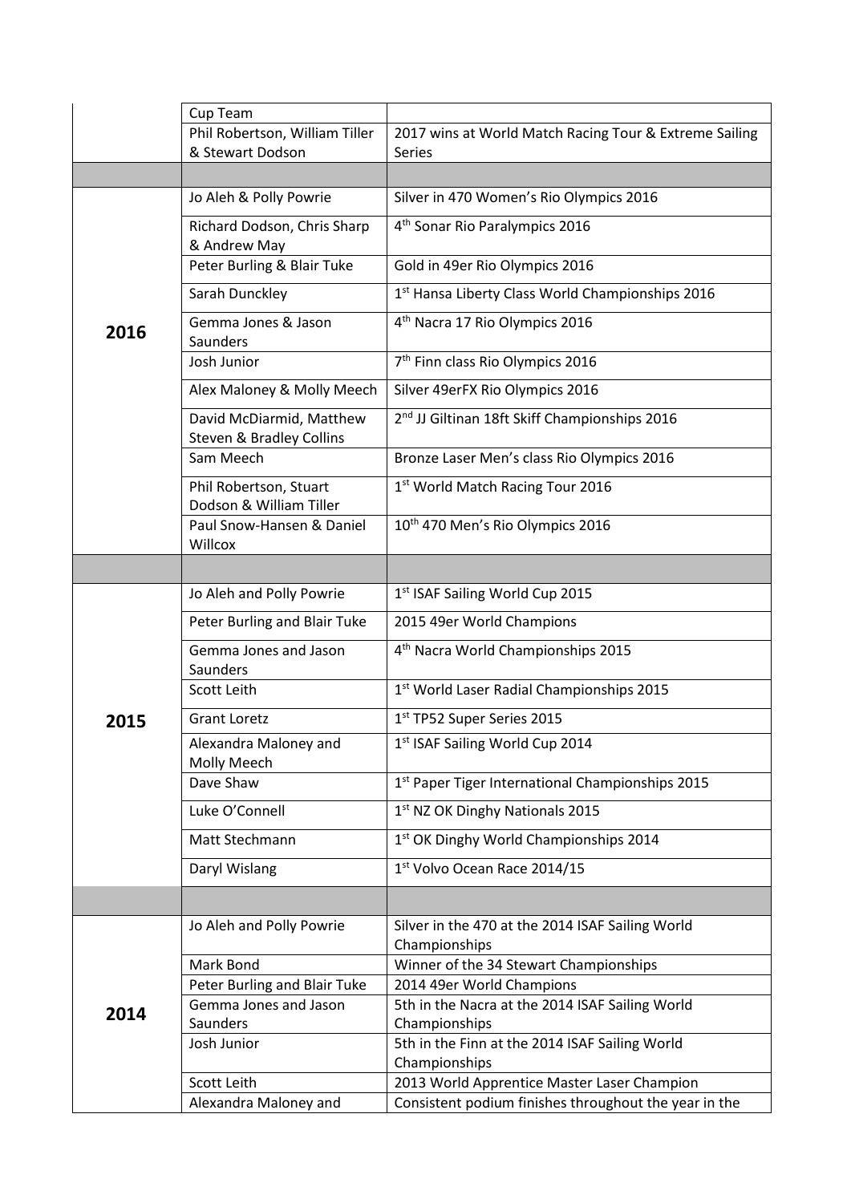| | | |
|---|---|---|
| | Cup Team | |
| | Phil Robertson, William Tiller & Stewart Dodson | 2017 wins at World Match Racing Tour & Extreme Sailing Series |
| | | |
| **2016** | Jo Aleh & Polly Powrie | Silver in 470 Women's Rio Olympics 2016 |
| | Richard Dodson, Chris Sharp & Andrew May | 4th Sonar Rio Paralympics 2016 |
| | Peter Burling & Blair Tuke | Gold in 49er Rio Olympics 2016 |
| | Sarah Dunckley | 1st Hansa Liberty Class World Championships 2016 |
| | Gemma Jones & Jason Saunders | 4th Nacra 17 Rio Olympics 2016 |
| | Josh Junior | 7th Finn class Rio Olympics 2016 |
| | Alex Maloney & Molly Meech | Silver 49erFX Rio Olympics 2016 |
| | David McDiarmid, Matthew Steven & Bradley Collins | 2nd JJ Giltinan 18ft Skiff Championships 2016 |
| | Sam Meech | Bronze Laser Men's class Rio Olympics 2016 |
| | Phil Robertson, Stuart Dodson & William Tiller | 1st World Match Racing Tour 2016 |
| | Paul Snow-Hansen & Daniel Willcox | 10th 470 Men's Rio Olympics 2016 |
| | | |
| **2015** | Jo Aleh and Polly Powrie | 1st ISAF Sailing World Cup 2015 |
| | Peter Burling and Blair Tuke | 2015 49er World Champions |
| | Gemma Jones and Jason Saunders | 4th Nacra World Championships 2015 |
| | Scott Leith | 1st World Laser Radial Championships 2015 |
| | Grant Loretz | 1st TP52 Super Series 2015 |
| | Alexandra Maloney and Molly Meech | 1st ISAF Sailing World Cup 2014 |
| | Dave Shaw | 1st Paper Tiger International Championships 2015 |
| | Luke O'Connell | 1st NZ OK Dinghy Nationals 2015 |
| | Matt Stechmann | 1st OK Dinghy World Championships 2014 |
| | Daryl Wislang | 1st Volvo Ocean Race 2014/15 |
| | | |
| **2014** | Jo Aleh and Polly Powrie | Silver in the 470 at the 2014 ISAF Sailing World Championships |
| | Mark Bond | Winner of the 34 Stewart Championships |
| | Peter Burling and Blair Tuke | 2014 49er World Champions |
| | Gemma Jones and Jason Saunders | 5th in the Nacra at the 2014 ISAF Sailing World Championships |
| | Josh Junior | 5th in the Finn at the 2014 ISAF Sailing World Championships |
| | Scott Leith | 2013 World Apprentice Master Laser Champion |
| | Alexandra Maloney and | Consistent podium finishes throughout the year in the |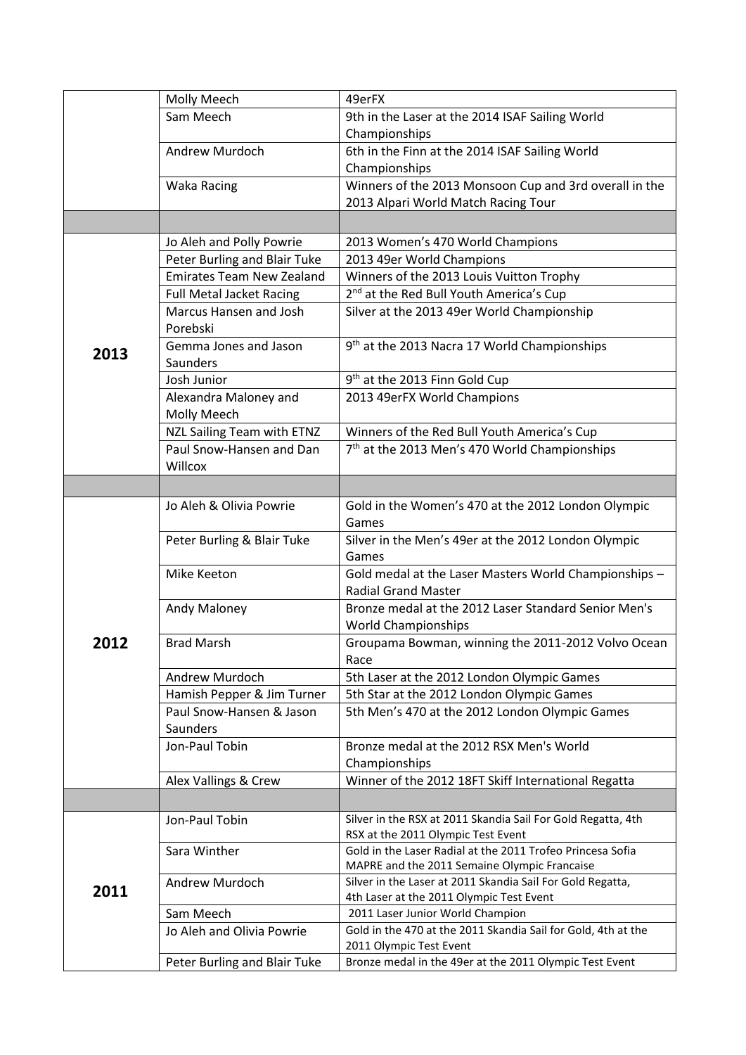| | | |
|---|---|---|
| | Molly Meech | 49erFX |
| | Sam Meech | 9th in the Laser at the 2014 ISAF Sailing World Championships |
| | Andrew Murdoch | 6th in the Finn at the 2014 ISAF Sailing World Championships |
| | Waka Racing | Winners of the 2013 Monsoon Cup and 3rd overall in the 2013 Alpari World Match Racing Tour |
| | | |
| **2013** | Jo Aleh and Polly Powrie | 2013 Women's 470 World Champions |
| | Peter Burling and Blair Tuke | 2013 49er World Champions |
| | Emirates Team New Zealand | Winners of the 2013 Louis Vuitton Trophy |
| | Full Metal Jacket Racing | 2nd at the Red Bull Youth America's Cup |
| | Marcus Hansen and Josh Porebski | Silver at the 2013 49er World Championship |
| | Gemma Jones and Jason Saunders | 9th at the 2013 Nacra 17 World Championships |
| | Josh Junior | 9th at the 2013 Finn Gold Cup |
| | Alexandra Maloney and Molly Meech | 2013 49erFX World Champions |
| | NZL Sailing Team with ETNZ | Winners of the Red Bull Youth America's Cup |
| | Paul Snow-Hansen and Dan Willcox | 7th at the 2013 Men's 470 World Championships |
| | | |
| **2012** | Jo Aleh & Olivia Powrie | Gold in the Women's 470 at the 2012 London Olympic Games |
| | Peter Burling & Blair Tuke | Silver in the Men's 49er at the 2012 London Olympic Games |
| | Mike Keeton | Gold medal at the Laser Masters World Championships – Radial Grand Master |
| | Andy Maloney | Bronze medal at the 2012 Laser Standard Senior Men's World Championships |
| | Brad Marsh | Groupama Bowman, winning the 2011-2012 Volvo Ocean Race |
| | Andrew Murdoch | 5th Laser at the 2012 London Olympic Games |
| | Hamish Pepper & Jim Turner | 5th Star at the 2012 London Olympic Games |
| | Paul Snow-Hansen & Jason Saunders | 5th Men's 470 at the 2012 London Olympic Games |
| | Jon-Paul Tobin | Bronze medal at the 2012 RSX Men's World Championships |
| | Alex Vallings & Crew | Winner of the 2012 18FT Skiff International Regatta |
| | | |
| **2011** | Jon-Paul Tobin | Silver in the RSX at 2011 Skandia Sail For Gold Regatta, 4th RSX at the 2011 Olympic Test Event |
| | Sara Winther | Gold in the Laser Radial at the 2011 Trofeo Princesa Sofia MAPRE and the 2011 Semaine Olympic Francaise |
| | Andrew Murdoch | Silver in the Laser at 2011 Skandia Sail For Gold Regatta, 4th Laser at the 2011 Olympic Test Event |
| | Sam Meech | 2011 Laser Junior World Champion |
| | Jo Aleh and Olivia Powrie | Gold in the 470 at the 2011 Skandia Sail for Gold, 4th at the 2011 Olympic Test Event |
| | Peter Burling and Blair Tuke | Bronze medal in the 49er at the 2011 Olympic Test Event |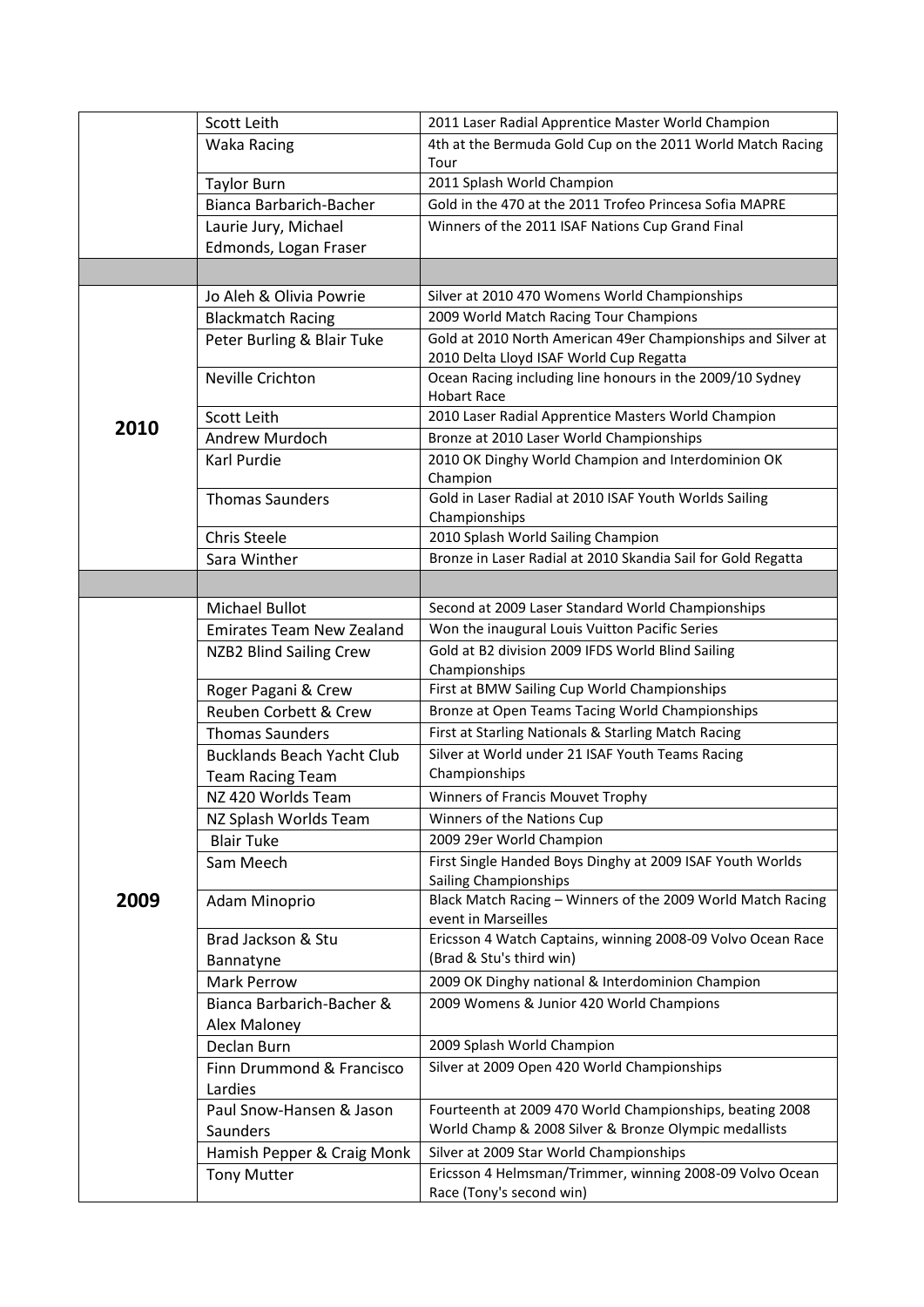| | | |
|---|---|---|
| | Scott Leith | 2011 Laser Radial Apprentice Master World Champion |
| | Waka Racing | 4th at the Bermuda Gold Cup on the 2011 World Match Racing Tour |
| | Taylor Burn | 2011 Splash World Champion |
| | Bianca Barbarich-Bacher | Gold in the 470 at the 2011 Trofeo Princesa Sofia MAPRE |
| | Laurie Jury, Michael Edmonds, Logan Fraser | Winners of the 2011 ISAF Nations Cup Grand Final |
| | | |
| **2010** | Jo Aleh & Olivia Powrie | Silver at 2010 470 Womens World Championships |
| | Blackmatch Racing | 2009 World Match Racing Tour Champions |
| | Peter Burling & Blair Tuke | Gold at 2010 North American 49er Championships and Silver at 2010 Delta Lloyd ISAF World Cup Regatta |
| | Neville Crichton | Ocean Racing including line honours in the 2009/10 Sydney Hobart Race |
| | Scott Leith | 2010 Laser Radial Apprentice Masters World Champion |
| | Andrew Murdoch | Bronze at 2010 Laser World Championships |
| | Karl Purdie | 2010 OK Dinghy World Champion and Interdominion OK Champion |
| | Thomas Saunders | Gold in Laser Radial at 2010 ISAF Youth Worlds Sailing Championships |
| | Chris Steele | 2010 Splash World Sailing Champion |
| | Sara Winther | Bronze in Laser Radial at 2010 Skandia Sail for Gold Regatta |
| | | |
| **2009** | Michael Bullot | Second at 2009 Laser Standard World Championships |
| | Emirates Team New Zealand | Won the inaugural Louis Vuitton Pacific Series |
| | NZB2 Blind Sailing Crew | Gold at B2 division 2009 IFDS World Blind Sailing Championships |
| | Roger Pagani & Crew | First at BMW Sailing Cup World Championships |
| | Reuben Corbett & Crew | Bronze at Open Teams Tacing World Championships |
| | Thomas Saunders | First at Starling Nationals & Starling Match Racing |
| | Bucklands Beach Yacht Club Team Racing Team | Silver at World under 21 ISAF Youth Teams Racing Championships |
| | NZ 420 Worlds Team | Winners of Francis Mouvet Trophy |
| | NZ Splash Worlds Team | Winners of the Nations Cup |
| | Blair Tuke | 2009 29er World Champion |
| | Sam Meech | First Single Handed Boys Dinghy at 2009 ISAF Youth Worlds Sailing Championships |
| | Adam Minoprio | Black Match Racing – Winners of the 2009 World Match Racing event in Marseilles |
| | Brad Jackson & Stu Bannatyne | Ericsson 4 Watch Captains, winning 2008-09 Volvo Ocean Race (Brad & Stu's third win) |
| | Mark Perrow | 2009 OK Dinghy national & Interdominion Champion |
| | Bianca Barbarich-Bacher & Alex Maloney | 2009 Womens & Junior 420 World Champions |
| | Declan Burn | 2009 Splash World Champion |
| | Finn Drummond & Francisco Lardies | Silver at 2009 Open 420 World Championships |
| | Paul Snow-Hansen & Jason Saunders | Fourteenth at 2009 470 World Championships, beating 2008 World Champ & 2008 Silver & Bronze Olympic medallists |
| | Hamish Pepper & Craig Monk | Silver at 2009 Star World Championships |
| | Tony Mutter | Ericsson 4 Helmsman/Trimmer, winning 2008-09 Volvo Ocean Race (Tony's second win) |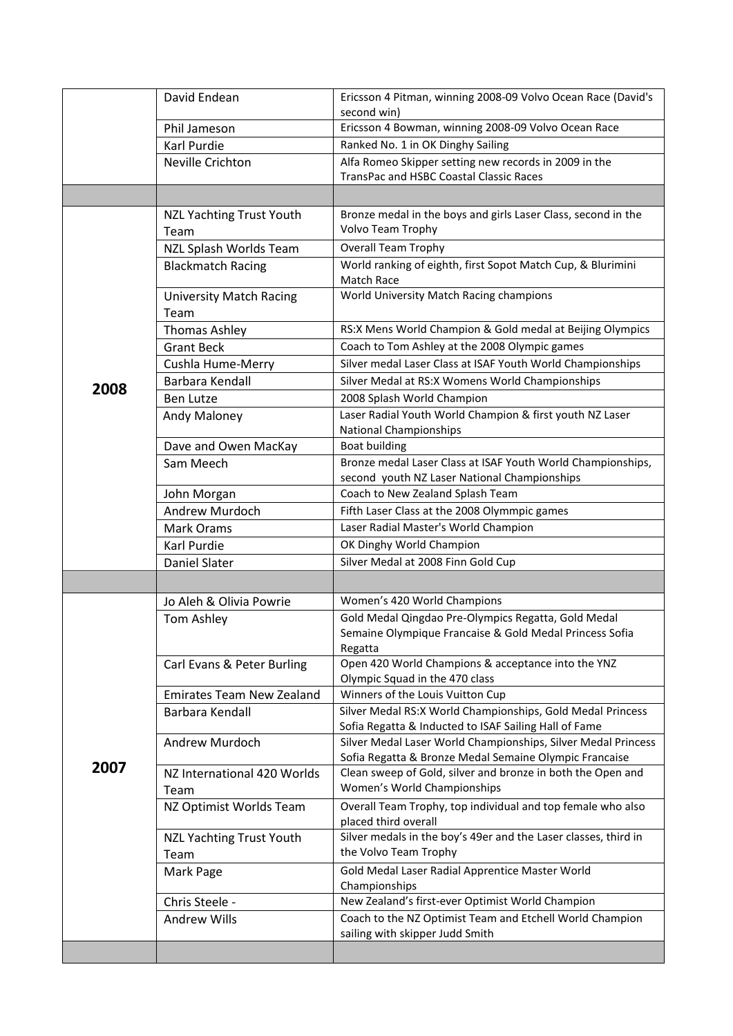| | | |
|---|---|---|
| | David Endean | Ericsson 4 Pitman, winning 2008-09 Volvo Ocean Race (David's second win) |
| | Phil Jameson | Ericsson 4 Bowman, winning 2008-09 Volvo Ocean Race |
| | Karl Purdie | Ranked No. 1 in OK Dinghy Sailing |
| | Neville Crichton | Alfa Romeo Skipper setting new records in 2009 in the TransPac and HSBC Coastal Classic Races |
| | | |
| **2008** | NZL Yachting Trust Youth Team | Bronze medal in the boys and girls Laser Class, second in the Volvo Team Trophy |
| | NZL Splash Worlds Team | Overall Team Trophy |
| | Blackmatch Racing | World ranking of eighth, first Sopot Match Cup, & Blurimini Match Race |
| | University Match Racing Team | World University Match Racing champions |
| | Thomas Ashley | RS:X Mens World Champion & Gold medal at Beijing Olympics |
| | Grant Beck | Coach to Tom Ashley at the 2008 Olympic games |
| | Cushla Hume-Merry | Silver medal Laser Class at ISAF Youth World Championships |
| | Barbara Kendall | Silver Medal at RS:X Womens World Championships |
| | Ben Lutze | 2008 Splash World Champion |
| | Andy Maloney | Laser Radial Youth World Champion & first youth NZ Laser National Championships |
| | Dave and Owen MacKay | Boat building |
| | Sam Meech | Bronze medal Laser Class at ISAF Youth World Championships, second youth NZ Laser National Championships |
| | John Morgan | Coach to New Zealand Splash Team |
| | Andrew Murdoch | Fifth Laser Class at the 2008 Olymmpic games |
| | Mark Orams | Laser Radial Master's World Champion |
| | Karl Purdie | OK Dinghy World Champion |
| | Daniel Slater | Silver Medal at 2008 Finn Gold Cup |
| | | |
| **2007** | Jo Aleh & Olivia Powrie | Women's 420 World Champions |
| | Tom Ashley | Gold Medal Qingdao Pre-Olympics Regatta, Gold Medal Semaine Olympique Francaise & Gold Medal Princess Sofia Regatta |
| | Carl Evans & Peter Burling | Open 420 World Champions & acceptance into the YNZ Olympic Squad in the 470 class |
| | Emirates Team New Zealand | Winners of the Louis Vuitton Cup |
| | Barbara Kendall | Silver Medal RS:X World Championships, Gold Medal Princess Sofia Regatta & Inducted to ISAF Sailing Hall of Fame |
| | Andrew Murdoch | Silver Medal Laser World Championships, Silver Medal Princess Sofia Regatta & Bronze Medal Semaine Olympic Francaise |
| | NZ International 420 Worlds Team | Clean sweep of Gold, silver and bronze in both the Open and Women's World Championships |
| | NZ Optimist Worlds Team | Overall Team Trophy, top individual and top female who also placed third overall |
| | NZL Yachting Trust Youth Team | Silver medals in the boy's 49er and the Laser classes, third in the Volvo Team Trophy |
| | Mark Page | Gold Medal Laser Radial Apprentice Master World Championships |
| | Chris Steele - | New Zealand's first-ever Optimist World Champion |
| | Andrew Wills | Coach to the NZ Optimist Team and Etchell World Champion sailing with skipper Judd Smith |
| | | |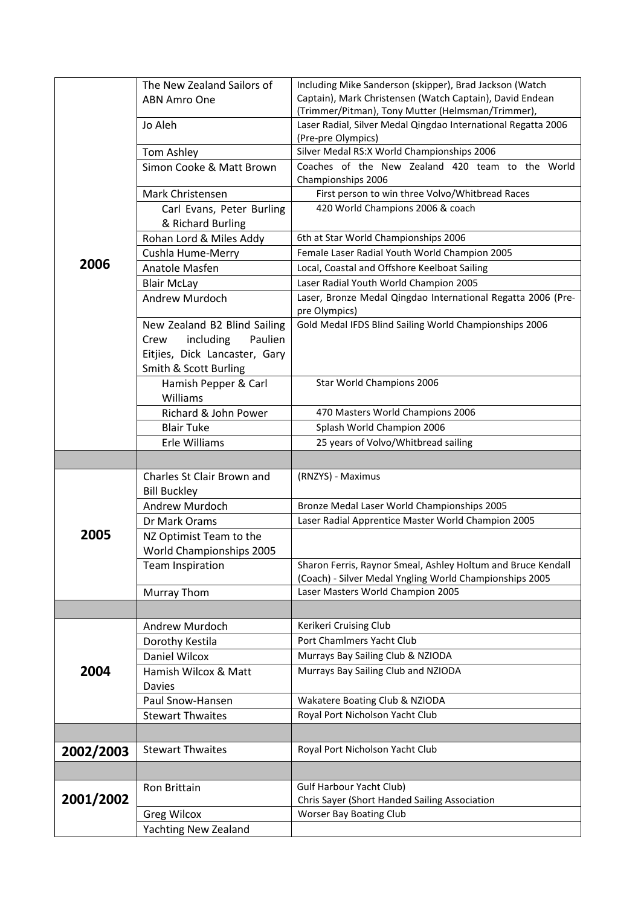| | | |
|---|---|---|
| **2006** | The New Zealand Sailors of ABN Amro One | Including Mike Sanderson (skipper), Brad Jackson (Watch Captain), Mark Christensen (Watch Captain), David Endean (Trimmer/Pitman), Tony Mutter (Helmsman/Trimmer), |
| | Jo Aleh | Laser Radial, Silver Medal Qingdao International Regatta 2006 (Pre-pre Olympics) |
| | Tom Ashley | Silver Medal RS:X World Championships 2006 |
| | Simon Cooke & Matt Brown | Coaches of the New Zealand 420 team to the World Championships 2006 |
| | Mark Christensen | First person to win three Volvo/Whitbread Races |
| | Carl Evans, Peter Burling & Richard Burling | 420 World Champions 2006 & coach |
| | Rohan Lord & Miles Addy | 6th at Star World Championships 2006 |
| | Cushla Hume-Merry | Female Laser Radial Youth World Champion 2005 |
| | Anatole Masfen | Local, Coastal and Offshore Keelboat Sailing |
| | Blair McLay | Laser Radial Youth World Champion 2005 |
| | Andrew Murdoch | Laser, Bronze Medal Qingdao International Regatta 2006 (Pre-pre Olympics) |
| | New Zealand B2 Blind Sailing Crew including Paulien Eitjies, Dick Lancaster, Gary Smith & Scott Burling | Gold Medal IFDS Blind Sailing World Championships 2006 |
| | Hamish Pepper & Carl Williams | Star World Champions 2006 |
| | Richard & John Power | 470 Masters World Champions 2006 |
| | Blair Tuke | Splash World Champion 2006 |
| | Erle Williams | 25 years of Volvo/Whitbread sailing |
| | | |
| **2005** | Charles St Clair Brown and Bill Buckley | (RNZYS) - Maximus |
| | Andrew Murdoch | Bronze Medal Laser World Championships 2005 |
| | Dr Mark Orams | Laser Radial Apprentice Master World Champion 2005 |
| | NZ Optimist Team to the World Championships 2005 | |
| | Team Inspiration | Sharon Ferris, Raynor Smeal, Ashley Holtum and Bruce Kendall (Coach) - Silver Medal Yngling World Championships 2005 |
| | Murray Thom | Laser Masters World Champion 2005 |
| | | |
| **2004** | Andrew Murdoch | Kerikeri Cruising Club |
| | Dorothy Kestila | Port Chamlmers Yacht Club |
| | Daniel Wilcox | Murrays Bay Sailing Club & NZIODA |
| | Hamish Wilcox & Matt Davies | Murrays Bay Sailing Club and NZIODA |
| | Paul Snow-Hansen | Wakatere Boating Club & NZIODA |
| | Stewart Thwaites | Royal Port Nicholson Yacht Club |
| | | |
| **2002/2003** | Stewart Thwaites | Royal Port Nicholson Yacht Club |
| | | |
| **2001/2002** | Ron Brittain | Gulf Harbour Yacht Club)<br>Chris Sayer (Short Handed Sailing Association |
| | Greg Wilcox | Worser Bay Boating Club |
| | Yachting New Zealand | |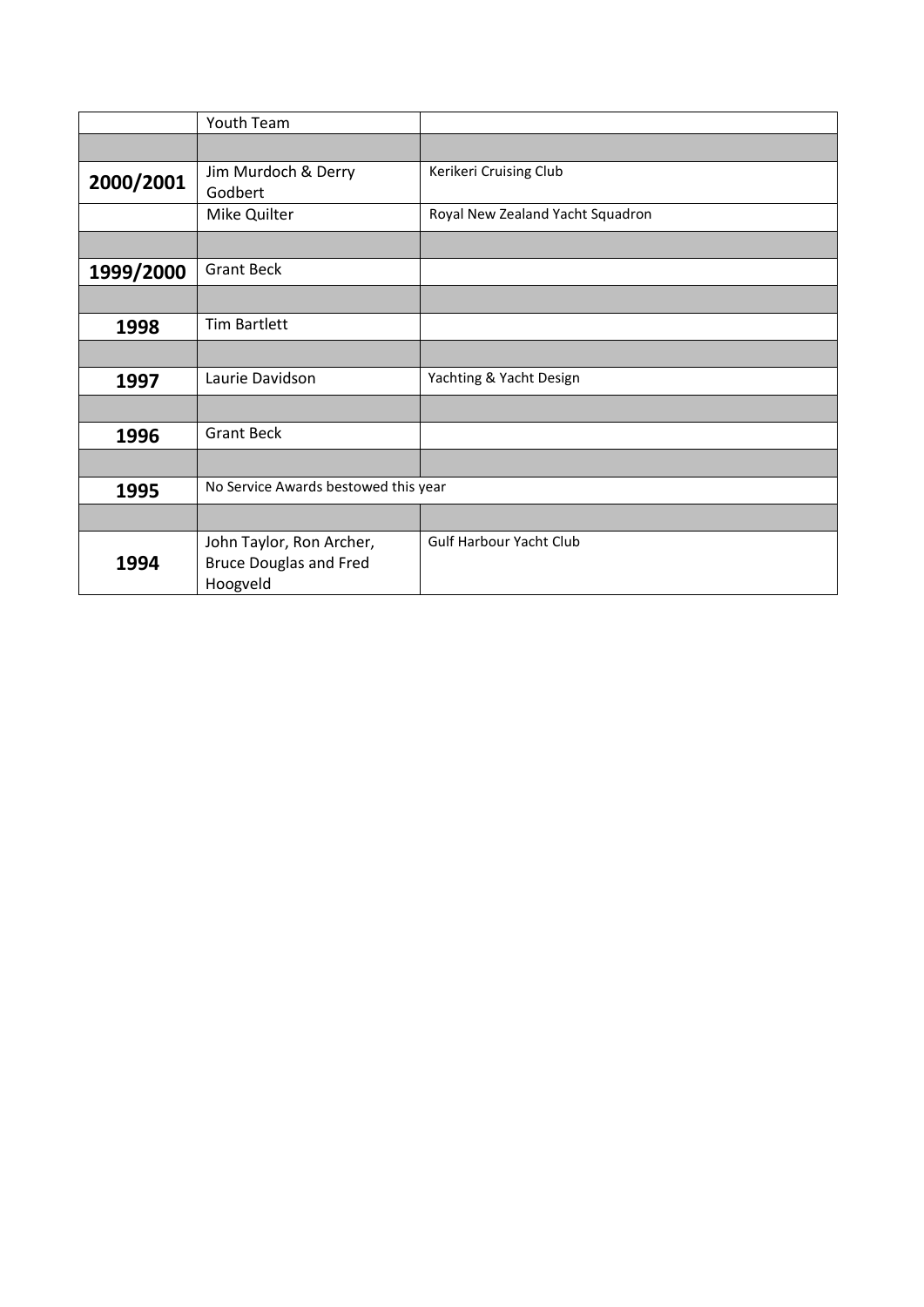| | | |
|---|---|---|
| | Youth Team | |
| | | |
| **2000/2001** | Jim Murdoch & Derry Godbert | Kerikeri Cruising Club |
| | Mike Quilter | Royal New Zealand Yacht Squadron |
| | | |
| **1999/2000** | Grant Beck | |
| | | |
| **1998** | Tim Bartlett | |
| | | |
| **1997** | Laurie Davidson | Yachting & Yacht Design |
| | | |
| **1996** | Grant Beck | |
| | | |
| **1995** | No Service Awards bestowed this year | |
| | | |
| **1994** | John Taylor, Ron Archer, Bruce Douglas and Fred Hoogveld | Gulf Harbour Yacht Club |